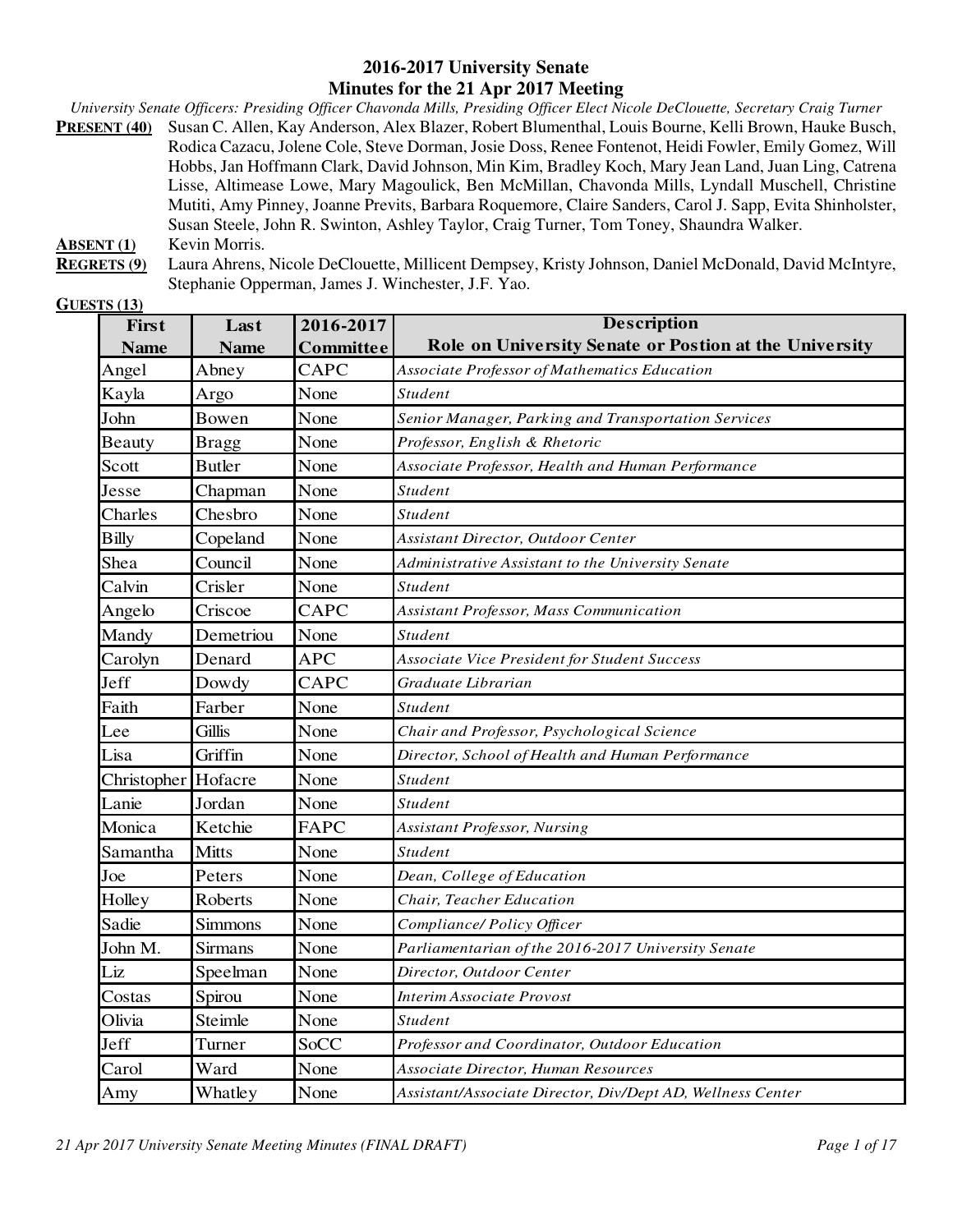# 2016-2017 University Senate
## Minutes for the 21 Apr 2017 Meeting

*University Senate Officers: Presiding Officer Chavonda Mills, Presiding Officer Elect Nicole DeClouette, Secretary Craig Turner*

**PRESENT (40)** Susan C. Allen, Kay Anderson, Alex Blazer, Robert Blumenthal, Louis Bourne, Kelli Brown, Hauke Busch, Rodica Cazacu, Jolene Cole, Steve Dorman, Josie Doss, Renee Fontenot, Heidi Fowler, Emily Gomez, Will Hobbs, Jan Hoffmann Clark, David Johnson, Min Kim, Bradley Koch, Mary Jean Land, Juan Ling, Catrena Lisse, Altimease Lowe, Mary Magoulick, Ben McMillan, Chavonda Mills, Lyndall Muschell, Christine Mutiti, Amy Pinney, Joanne Previts, Barbara Roquemore, Claire Sanders, Carol J. Sapp, Evita Shinholster, Susan Steele, John R. Swinton, Ashley Taylor, Craig Turner, Tom Toney, Shaundra Walker.

**ABSENT (1)** Kevin Morris.

**REGRETS (9)** Laura Ahrens, Nicole DeClouette, Millicent Dempsey, Kristy Johnson, Daniel McDonald, David McIntyre, Stephanie Opperman, James J. Winchester, J.F. Yao.

**GUESTS (13)**

| First Name | Last Name | 2016-2017 Committee | Description<br>Role on University Senate or Postion at the University |
|---|---|---|---|
| Angel | Abney | CAPC | *Associate Professor of Mathematics Education* |
| Kayla | Argo | None | *Student* |
| John | Bowen | None | *Senior Manager, Parking and Transportation Services* |
| Beauty | Bragg | None | *Professor, English & Rhetoric* |
| Scott | Butler | None | *Associate Professor, Health and Human Performance* |
| Jesse | Chapman | None | *Student* |
| Charles | Chesbro | None | *Student* |
| Billy | Copeland | None | *Assistant Director, Outdoor Center* |
| Shea | Council | None | *Administrative Assistant to the University Senate* |
| Calvin | Crisler | None | *Student* |
| Angelo | Criscoe | CAPC | *Assistant Professor, Mass Communication* |
| Mandy | Demetriou | None | *Student* |
| Carolyn | Denard | APC | *Associate Vice President for Student Success* |
| Jeff | Dowdy | CAPC | *Graduate Librarian* |
| Faith | Farber | None | *Student* |
| Lee | Gillis | None | *Chair and Professor, Psychological Science* |
| Lisa | Griffin | None | *Director, School of Health and Human Performance* |
| Christopher | Hofacre | None | *Student* |
| Lanie | Jordan | None | *Student* |
| Monica | Ketchie | FAPC | *Assistant Professor, Nursing* |
| Samantha | Mitts | None | *Student* |
| Joe | Peters | None | *Dean, College of Education* |
| Holley | Roberts | None | *Chair, Teacher Education* |
| Sadie | Simmons | None | *Compliance/ Policy Officer* |
| John M. | Sirmans | None | *Parliamentarian of the 2016-2017 University Senate* |
| Liz | Speelman | None | *Director, Outdoor Center* |
| Costas | Spirou | None | *Interim Associate Provost* |
| Olivia | Steimle | None | *Student* |
| Jeff | Turner | SoCC | *Professor and Coordinator, Outdoor Education* |
| Carol | Ward | None | *Associate Director, Human Resources* |
| Amy | Whatley | None | *Assistant/Associate Director, Div/Dept AD, Wellness Center* |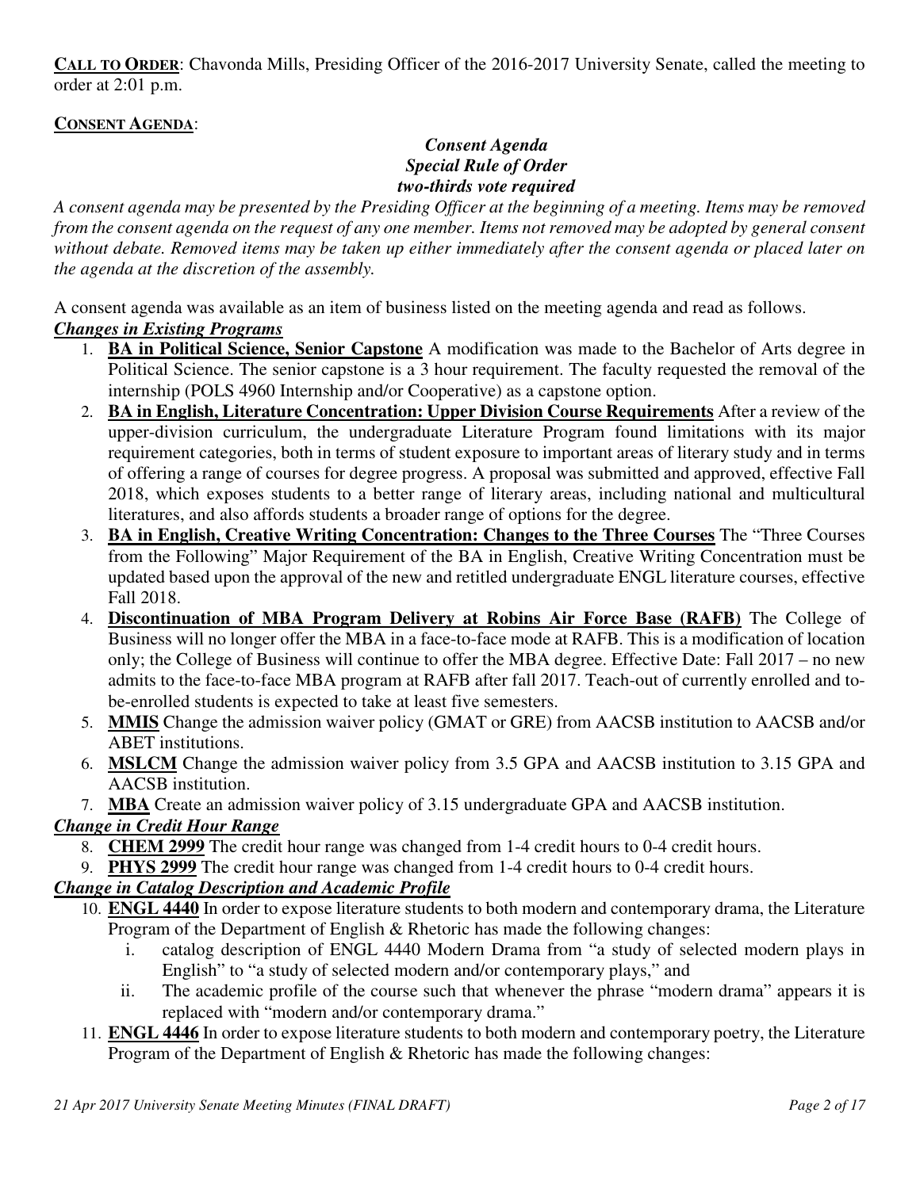**CALL TO ORDER**: Chavonda Mills, Presiding Officer of the 2016-2017 University Senate, called the meeting to order at 2:01 p.m.

**CONSENT AGENDA**:

***Consent Agenda***
***Special Rule of Order***
***two-thirds vote required***

*A consent agenda may be presented by the Presiding Officer at the beginning of a meeting. Items may be removed from the consent agenda on the request of any one member. Items not removed may be adopted by general consent without debate. Removed items may be taken up either immediately after the consent agenda or placed later on the agenda at the discretion of the assembly.*

A consent agenda was available as an item of business listed on the meeting agenda and read as follows.

***Changes in Existing Programs***

1. **BA in Political Science, Senior Capstone** A modification was made to the Bachelor of Arts degree in Political Science. The senior capstone is a 3 hour requirement. The faculty requested the removal of the internship (POLS 4960 Internship and/or Cooperative) as a capstone option.
2. **BA in English, Literature Concentration: Upper Division Course Requirements** After a review of the upper-division curriculum, the undergraduate Literature Program found limitations with its major requirement categories, both in terms of student exposure to important areas of literary study and in terms of offering a range of courses for degree progress. A proposal was submitted and approved, effective Fall 2018, which exposes students to a better range of literary areas, including national and multicultural literatures, and also affords students a broader range of options for the degree.
3. **BA in English, Creative Writing Concentration: Changes to the Three Courses** The "Three Courses from the Following" Major Requirement of the BA in English, Creative Writing Concentration must be updated based upon the approval of the new and retitled undergraduate ENGL literature courses, effective Fall 2018.
4. **Discontinuation of MBA Program Delivery at Robins Air Force Base (RAFB)** The College of Business will no longer offer the MBA in a face-to-face mode at RAFB. This is a modification of location only; the College of Business will continue to offer the MBA degree. Effective Date: Fall 2017 – no new admits to the face-to-face MBA program at RAFB after fall 2017. Teach-out of currently enrolled and to-be-enrolled students is expected to take at least five semesters.
5. **MMIS** Change the admission waiver policy (GMAT or GRE) from AACSB institution to AACSB and/or ABET institutions.
6. **MSLCM** Change the admission waiver policy from 3.5 GPA and AACSB institution to 3.15 GPA and AACSB institution.
7. **MBA** Create an admission waiver policy of 3.15 undergraduate GPA and AACSB institution.

***Change in Credit Hour Range***

8. **CHEM 2999** The credit hour range was changed from 1-4 credit hours to 0-4 credit hours.
9. **PHYS 2999** The credit hour range was changed from 1-4 credit hours to 0-4 credit hours.

***Change in Catalog Description and Academic Profile***

10. **ENGL 4440** In order to expose literature students to both modern and contemporary drama, the Literature Program of the Department of English & Rhetoric has made the following changes:
    i. catalog description of ENGL 4440 Modern Drama from "a study of selected modern plays in English" to "a study of selected modern and/or contemporary plays," and
    ii. The academic profile of the course such that whenever the phrase "modern drama" appears it is replaced with "modern and/or contemporary drama."
11. **ENGL 4446** In order to expose literature students to both modern and contemporary poetry, the Literature Program of the Department of English & Rhetoric has made the following changes: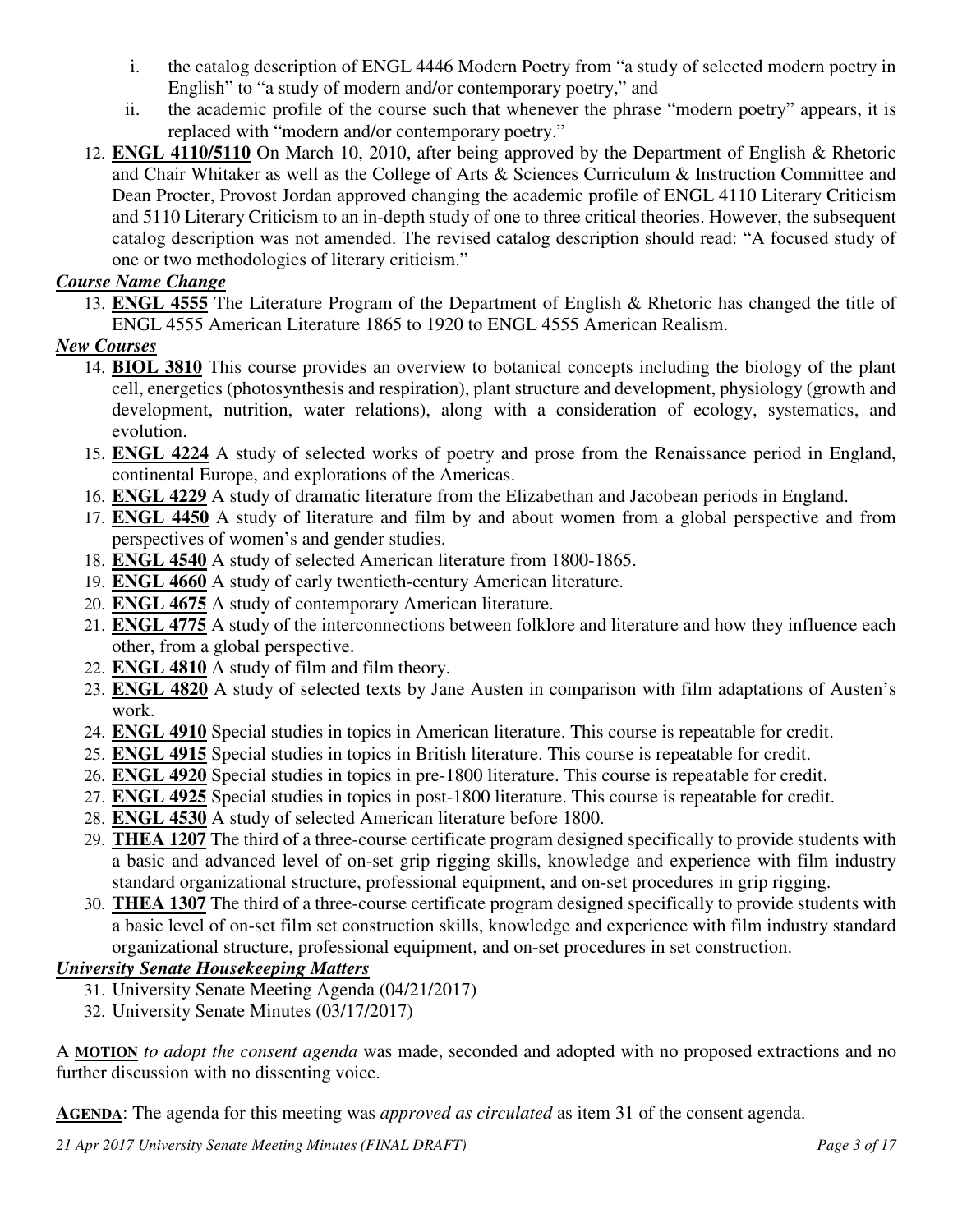i. the catalog description of ENGL 4446 Modern Poetry from "a study of selected modern poetry in English" to "a study of modern and/or contemporary poetry," and
   ii. the academic profile of the course such that whenever the phrase "modern poetry" appears, it is replaced with "modern and/or contemporary poetry."

12. **ENGL 4110/5110** On March 10, 2010, after being approved by the Department of English & Rhetoric and Chair Whitaker as well as the College of Arts & Sciences Curriculum & Instruction Committee and Dean Procter, Provost Jordan approved changing the academic profile of ENGL 4110 Literary Criticism and 5110 Literary Criticism to an in-depth study of one to three critical theories. However, the subsequent catalog description was not amended. The revised catalog description should read: "A focused study of one or two methodologies of literary criticism."

***Course Name Change***

13. **ENGL 4555** The Literature Program of the Department of English & Rhetoric has changed the title of ENGL 4555 American Literature 1865 to 1920 to ENGL 4555 American Realism.

***New Courses***

14. **BIOL 3810** This course provides an overview to botanical concepts including the biology of the plant cell, energetics (photosynthesis and respiration), plant structure and development, physiology (growth and development, nutrition, water relations), along with a consideration of ecology, systematics, and evolution.
15. **ENGL 4224** A study of selected works of poetry and prose from the Renaissance period in England, continental Europe, and explorations of the Americas.
16. **ENGL 4229** A study of dramatic literature from the Elizabethan and Jacobean periods in England.
17. **ENGL 4450** A study of literature and film by and about women from a global perspective and from perspectives of women's and gender studies.
18. **ENGL 4540** A study of selected American literature from 1800-1865.
19. **ENGL 4660** A study of early twentieth-century American literature.
20. **ENGL 4675** A study of contemporary American literature.
21. **ENGL 4775** A study of the interconnections between folklore and literature and how they influence each other, from a global perspective.
22. **ENGL 4810** A study of film and film theory.
23. **ENGL 4820** A study of selected texts by Jane Austen in comparison with film adaptations of Austen's work.
24. **ENGL 4910** Special studies in topics in American literature. This course is repeatable for credit.
25. **ENGL 4915** Special studies in topics in British literature. This course is repeatable for credit.
26. **ENGL 4920** Special studies in topics in pre-1800 literature. This course is repeatable for credit.
27. **ENGL 4925** Special studies in topics in post-1800 literature. This course is repeatable for credit.
28. **ENGL 4530** A study of selected American literature before 1800.
29. **THEA 1207** The third of a three-course certificate program designed specifically to provide students with a basic and advanced level of on-set grip rigging skills, knowledge and experience with film industry standard organizational structure, professional equipment, and on-set procedures in grip rigging.
30. **THEA 1307** The third of a three-course certificate program designed specifically to provide students with a basic level of on-set film set construction skills, knowledge and experience with film industry standard organizational structure, professional equipment, and on-set procedures in set construction.

***University Senate Housekeeping Matters***

31. University Senate Meeting Agenda (04/21/2017)
32. University Senate Minutes (03/17/2017)

A **MOTION** *to adopt the consent agenda* was made, seconded and adopted with no proposed extractions and no further discussion with no dissenting voice.

**AGENDA**: The agenda for this meeting was *approved as circulated* as item 31 of the consent agenda.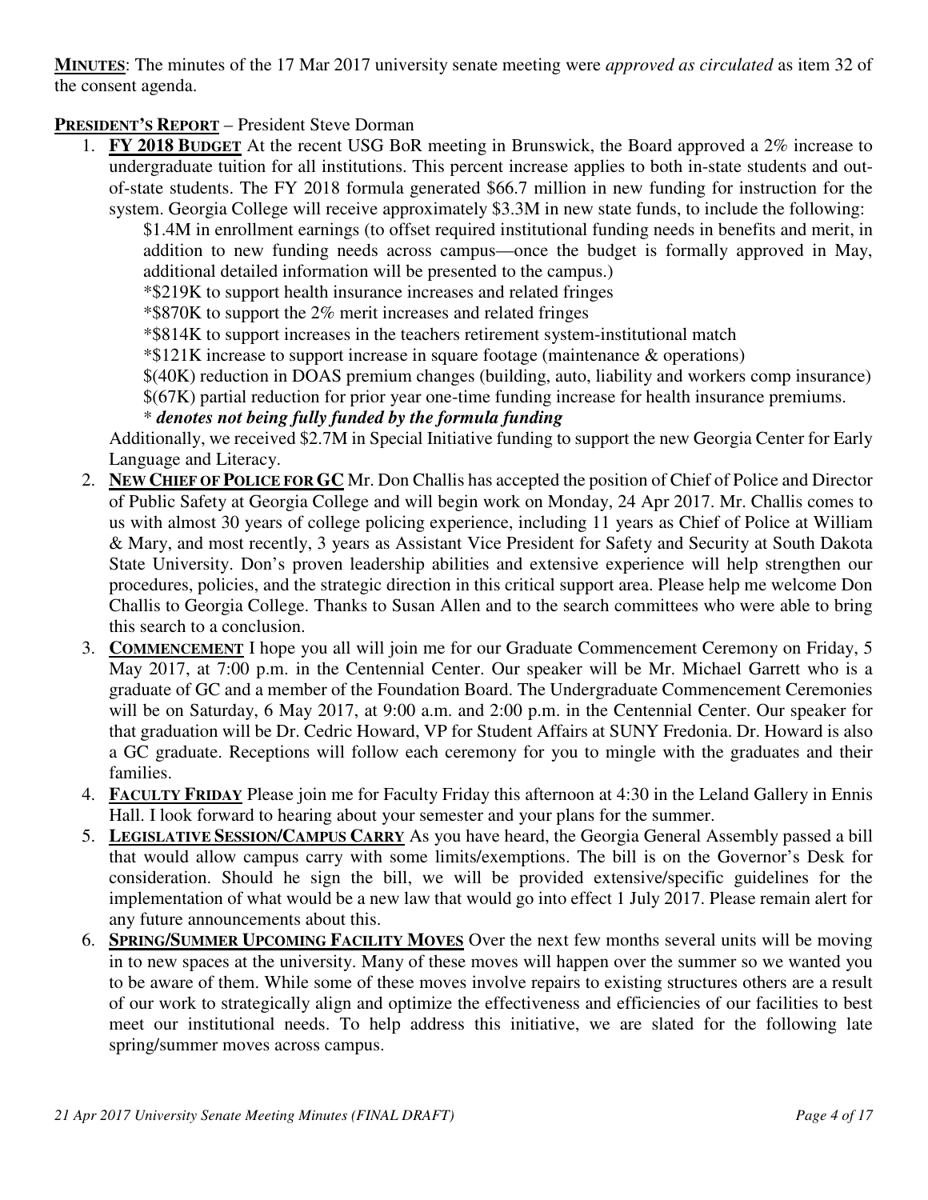**MINUTES**: The minutes of the 17 Mar 2017 university senate meeting were *approved as circulated* as item 32 of the consent agenda.

**PRESIDENT'S REPORT** – President Steve Dorman

1. **FY 2018 BUDGET** At the recent USG BoR meeting in Brunswick, the Board approved a 2% increase to undergraduate tuition for all institutions. This percent increase applies to both in-state students and out-of-state students. The FY 2018 formula generated $66.7 million in new funding for instruction for the system. Georgia College will receive approximately $3.3M in new state funds, to include the following:

   $1.4M in enrollment earnings (to offset required institutional funding needs in benefits and merit, in addition to new funding needs across campus—once the budget is formally approved in May, additional detailed information will be presented to the campus.)
   *$219K to support health insurance increases and related fringes
   *$870K to support the 2% merit increases and related fringes
   *$814K to support increases in the teachers retirement system-institutional match
   *$121K increase to support increase in square footage (maintenance & operations)
   $(40K) reduction in DOAS premium changes (building, auto, liability and workers comp insurance)
   $(67K) partial reduction for prior year one-time funding increase for health insurance premiums.
   ***** ***denotes not being fully funded by the formula funding***

   Additionally, we received $2.7M in Special Initiative funding to support the new Georgia Center for Early Language and Literacy.

2. **NEW CHIEF OF POLICE FOR GC** Mr. Don Challis has accepted the position of Chief of Police and Director of Public Safety at Georgia College and will begin work on Monday, 24 Apr 2017. Mr. Challis comes to us with almost 30 years of college policing experience, including 11 years as Chief of Police at William & Mary, and most recently, 3 years as Assistant Vice President for Safety and Security at South Dakota State University. Don's proven leadership abilities and extensive experience will help strengthen our procedures, policies, and the strategic direction in this critical support area. Please help me welcome Don Challis to Georgia College. Thanks to Susan Allen and to the search committees who were able to bring this search to a conclusion.

3. **COMMENCEMENT** I hope you all will join me for our Graduate Commencement Ceremony on Friday, 5 May 2017, at 7:00 p.m. in the Centennial Center. Our speaker will be Mr. Michael Garrett who is a graduate of GC and a member of the Foundation Board. The Undergraduate Commencement Ceremonies will be on Saturday, 6 May 2017, at 9:00 a.m. and 2:00 p.m. in the Centennial Center. Our speaker for that graduation will be Dr. Cedric Howard, VP for Student Affairs at SUNY Fredonia. Dr. Howard is also a GC graduate. Receptions will follow each ceremony for you to mingle with the graduates and their families.

4. **FACULTY FRIDAY** Please join me for Faculty Friday this afternoon at 4:30 in the Leland Gallery in Ennis Hall. I look forward to hearing about your semester and your plans for the summer.

5. **LEGISLATIVE SESSION/CAMPUS CARRY** As you have heard, the Georgia General Assembly passed a bill that would allow campus carry with some limits/exemptions. The bill is on the Governor's Desk for consideration. Should he sign the bill, we will be provided extensive/specific guidelines for the implementation of what would be a new law that would go into effect 1 July 2017. Please remain alert for any future announcements about this.

6. **SPRING/SUMMER UPCOMING FACILITY MOVES** Over the next few months several units will be moving in to new spaces at the university. Many of these moves will happen over the summer so we wanted you to be aware of them. While some of these moves involve repairs to existing structures others are a result of our work to strategically align and optimize the effectiveness and efficiencies of our facilities to best meet our institutional needs. To help address this initiative, we are slated for the following late spring/summer moves across campus.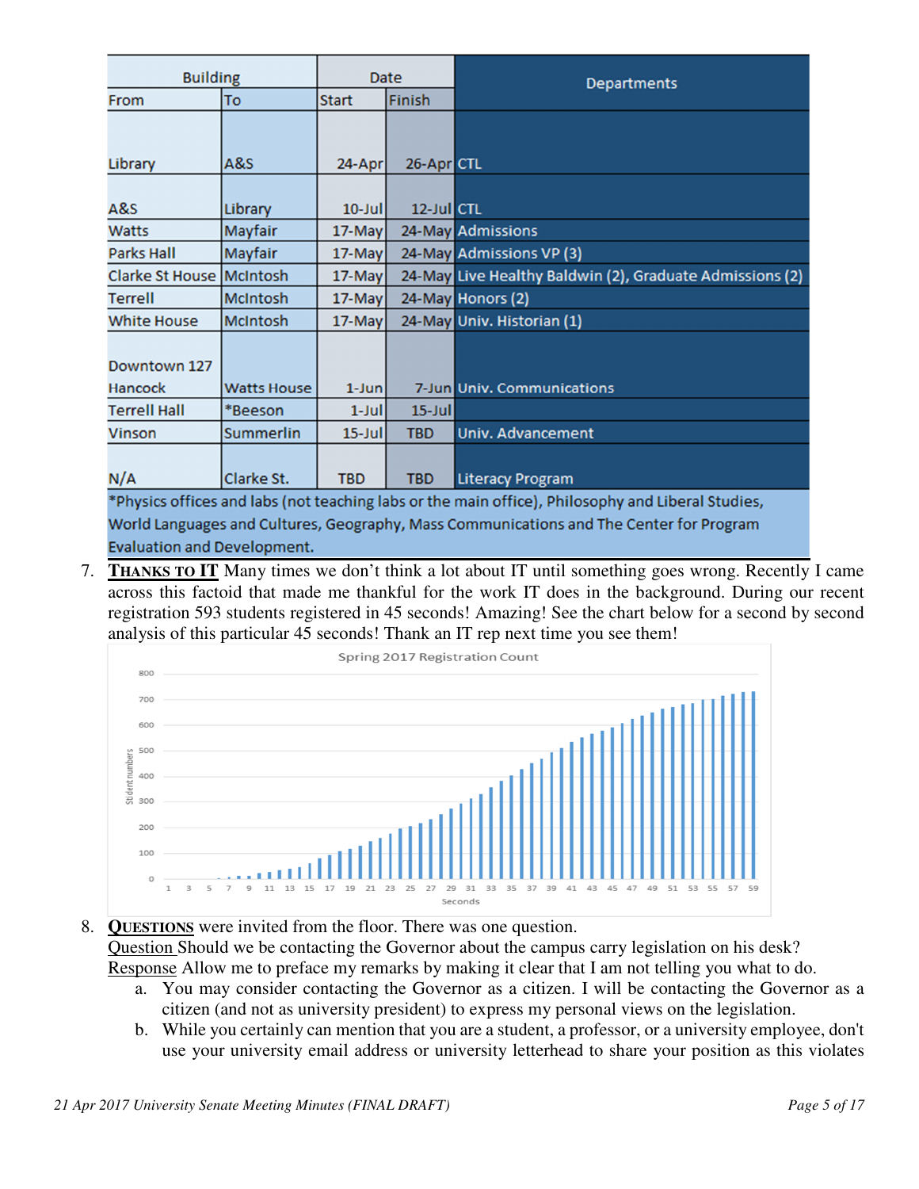| Building | | Date | | Departments |
|---|---|---|---|---|
| From | To | Start | Finish | |
| Library | A&S | 24-Apr | 26-Apr | CTL |
| A&S | Library | 10-Jul | 12-Jul | CTL |
| Watts | Mayfair | 17-May | 24-May | Admissions |
| Parks Hall | Mayfair | 17-May | 24-May | Admissions VP (3) |
| Clarke St House | McIntosh | 17-May | 24-May | Live Healthy Baldwin (2), Graduate Admissions (2) |
| Terrell | McIntosh | 17-May | 24-May | Honors (2) |
| White House | McIntosh | 17-May | 24-May | Univ. Historian (1) |
| Downtown 127 Hancock | Watts House | 1-Jun | 7-Jun | Univ. Communications |
| Terrell Hall | *Beeson | 1-Jul | 15-Jul | |
| Vinson | Summerlin | 15-Jul | TBD | Univ. Advancement |
| N/A | Clarke St. | TBD | TBD | Literacy Program |

*Physics offices and labs (not teaching labs or the main office), Philosophy and Liberal Studies, World Languages and Cultures, Geography, Mass Communications and The Center for Program Evaluation and Development.

7. **THANKS TO IT** Many times we don't think a lot about IT until something goes wrong. Recently I came across this factoid that made me thankful for the work IT does in the background. During our recent registration 593 students registered in 45 seconds! Amazing! See the chart below for a second by second analysis of this particular 45 seconds! Thank an IT rep next time you see them!

Spring 2017 Registration Count

8. **QUESTIONS** were invited from the floor. There was one question.
   Question Should we be contacting the Governor about the campus carry legislation on his desk?
   Response Allow me to preface my remarks by making it clear that I am not telling you what to do.
   a. You may consider contacting the Governor as a citizen. I will be contacting the Governor as a citizen (and not as university president) to express my personal views on the legislation.
   b. While you certainly can mention that you are a student, a professor, or a university employee, don't use your university email address or university letterhead to share your position as this violates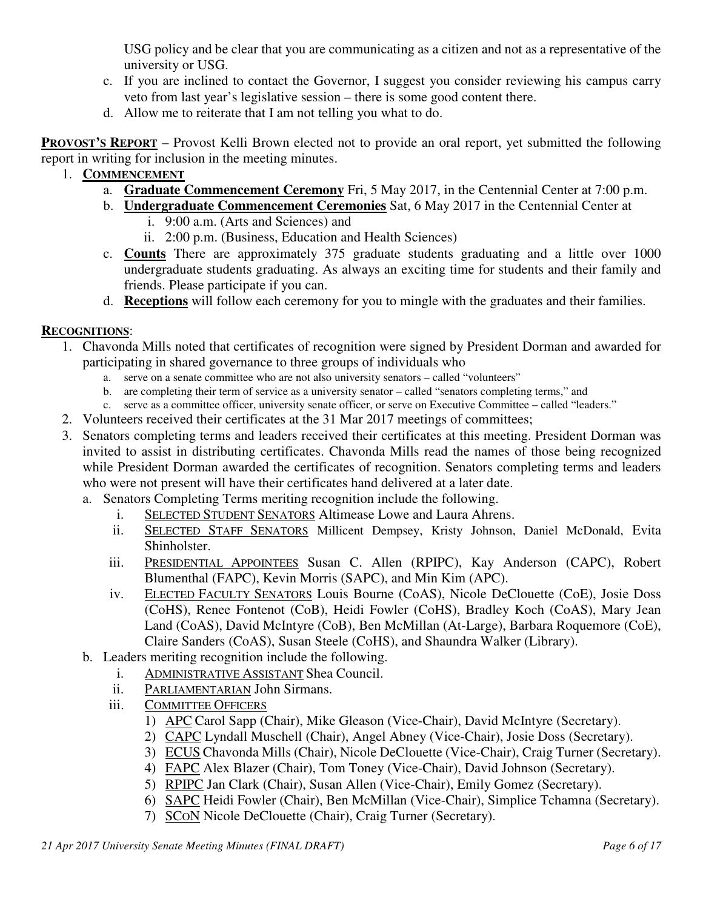USG policy and be clear that you are communicating as a citizen and not as a representative of the university or USG.

c. If you are inclined to contact the Governor, I suggest you consider reviewing his campus carry veto from last year's legislative session – there is some good content there.

d. Allow me to reiterate that I am not telling you what to do.

**PROVOST'S REPORT** – Provost Kelli Brown elected not to provide an oral report, yet submitted the following report in writing for inclusion in the meeting minutes.

1. **COMMENCEMENT**
   a. **Graduate Commencement Ceremony** Fri, 5 May 2017, in the Centennial Center at 7:00 p.m.
   b. **Undergraduate Commencement Ceremonies** Sat, 6 May 2017 in the Centennial Center at
      i. 9:00 a.m. (Arts and Sciences) and
      ii. 2:00 p.m. (Business, Education and Health Sciences)
   c. **Counts** There are approximately 375 graduate students graduating and a little over 1000 undergraduate students graduating. As always an exciting time for students and their family and friends. Please participate if you can.
   d. **Receptions** will follow each ceremony for you to mingle with the graduates and their families.

**RECOGNITIONS**:

1. Chavonda Mills noted that certificates of recognition were signed by President Dorman and awarded for participating in shared governance to three groups of individuals who
   a. serve on a senate committee who are not also university senators – called "volunteers"
   b. are completing their term of service as a university senator – called "senators completing terms," and
   c. serve as a committee officer, university senate officer, or serve on Executive Committee – called "leaders."
2. Volunteers received their certificates at the 31 Mar 2017 meetings of committees;
3. Senators completing terms and leaders received their certificates at this meeting. President Dorman was invited to assist in distributing certificates. Chavonda Mills read the names of those being recognized while President Dorman awarded the certificates of recognition. Senators completing terms and leaders who were not present will have their certificates hand delivered at a later date.
   a. Senators Completing Terms meriting recognition include the following.
      i. SELECTED STUDENT SENATORS Altimease Lowe and Laura Ahrens.
      ii. SELECTED STAFF SENATORS Millicent Dempsey, Kristy Johnson, Daniel McDonald, Evita Shinholster.
      iii. PRESIDENTIAL APPOINTEES Susan C. Allen (RPIPC), Kay Anderson (CAPC), Robert Blumenthal (FAPC), Kevin Morris (SAPC), and Min Kim (APC).
      iv. ELECTED FACULTY SENATORS Louis Bourne (CoAS), Nicole DeClouette (CoE), Josie Doss (CoHS), Renee Fontenot (CoB), Heidi Fowler (CoHS), Bradley Koch (CoAS), Mary Jean Land (CoAS), David McIntyre (CoB), Ben McMillan (At-Large), Barbara Roquemore (CoE), Claire Sanders (CoAS), Susan Steele (CoHS), and Shaundra Walker (Library).
   b. Leaders meriting recognition include the following.
      i. ADMINISTRATIVE ASSISTANT Shea Council.
      ii. PARLIAMENTARIAN John Sirmans.
      iii. COMMITTEE OFFICERS
         1) APC Carol Sapp (Chair), Mike Gleason (Vice-Chair), David McIntyre (Secretary).
         2) CAPC Lyndall Muschell (Chair), Angel Abney (Vice-Chair), Josie Doss (Secretary).
         3) ECUS Chavonda Mills (Chair), Nicole DeClouette (Vice-Chair), Craig Turner (Secretary).
         4) FAPC Alex Blazer (Chair), Tom Toney (Vice-Chair), David Johnson (Secretary).
         5) RPIPC Jan Clark (Chair), Susan Allen (Vice-Chair), Emily Gomez (Secretary).
         6) SAPC Heidi Fowler (Chair), Ben McMillan (Vice-Chair), Simplice Tchamna (Secretary).
         7) SCoN Nicole DeClouette (Chair), Craig Turner (Secretary).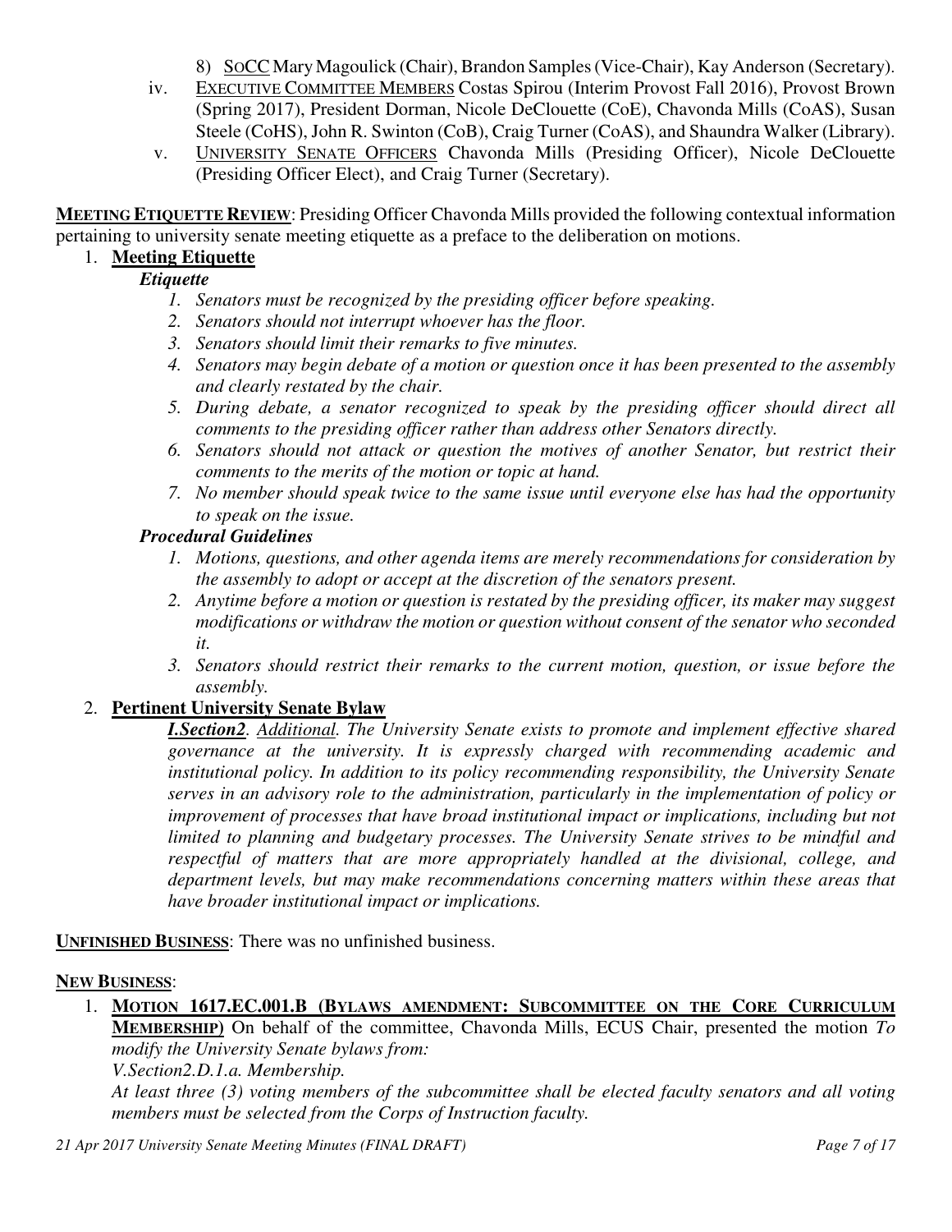8) <u>SoCC</u> Mary Magoulick (Chair), Brandon Samples (Vice-Chair), Kay Anderson (Secretary).

iv. <u>EXECUTIVE COMMITTEE MEMBERS</u> Costas Spirou (Interim Provost Fall 2016), Provost Brown (Spring 2017), President Dorman, Nicole DeClouette (CoE), Chavonda Mills (CoAS), Susan Steele (CoHS), John R. Swinton (CoB), Craig Turner (CoAS), and Shaundra Walker (Library).

v. <u>UNIVERSITY SENATE OFFICERS</u> Chavonda Mills (Presiding Officer), Nicole DeClouette (Presiding Officer Elect), and Craig Turner (Secretary).

**<u>MEETING ETIQUETTE REVIEW</u>**: Presiding Officer Chavonda Mills provided the following contextual information pertaining to university senate meeting etiquette as a preface to the deliberation on motions.

1. **<u>Meeting Etiquette</u>**

   ***Etiquette***

   1. *Senators must be recognized by the presiding officer before speaking.*
   2. *Senators should not interrupt whoever has the floor.*
   3. *Senators should limit their remarks to five minutes.*
   4. *Senators may begin debate of a motion or question once it has been presented to the assembly and clearly restated by the chair.*
   5. *During debate, a senator recognized to speak by the presiding officer should direct all comments to the presiding officer rather than address other Senators directly.*
   6. *Senators should not attack or question the motives of another Senator, but restrict their comments to the merits of the motion or topic at hand.*
   7. *No member should speak twice to the same issue until everyone else has had the opportunity to speak on the issue.*

   ***Procedural Guidelines***

   1. *Motions, questions, and other agenda items are merely recommendations for consideration by the assembly to adopt or accept at the discretion of the senators present.*
   2. *Anytime before a motion or question is restated by the presiding officer, its maker may suggest modifications or withdraw the motion or question without consent of the senator who seconded it.*
   3. *Senators should restrict their remarks to the current motion, question, or issue before the assembly.*

2. **<u>Pertinent University Senate Bylaw</u>**

   ***<u>I.Section2</u>***. *<u>Additional</u>. The University Senate exists to promote and implement effective shared governance at the university. It is expressly charged with recommending academic and institutional policy. In addition to its policy recommending responsibility, the University Senate serves in an advisory role to the administration, particularly in the implementation of policy or improvement of processes that have broad institutional impact or implications, including but not limited to planning and budgetary processes. The University Senate strives to be mindful and respectful of matters that are more appropriately handled at the divisional, college, and department levels, but may make recommendations concerning matters within these areas that have broader institutional impact or implications.*

**<u>UNFINISHED BUSINESS</u>**: There was no unfinished business.

**<u>NEW BUSINESS</u>**:

1. **<u>MOTION 1617.EC.001.B (BYLAWS AMENDMENT: SUBCOMMITTEE ON THE CORE CURRICULUM MEMBERSHIP)</u>** On behalf of the committee, Chavonda Mills, ECUS Chair, presented the motion *To modify the University Senate bylaws from:*

   *V.Section2.D.1.a. Membership.*

   *At least three (3) voting members of the subcommittee shall be elected faculty senators and all voting members must be selected from the Corps of Instruction faculty.*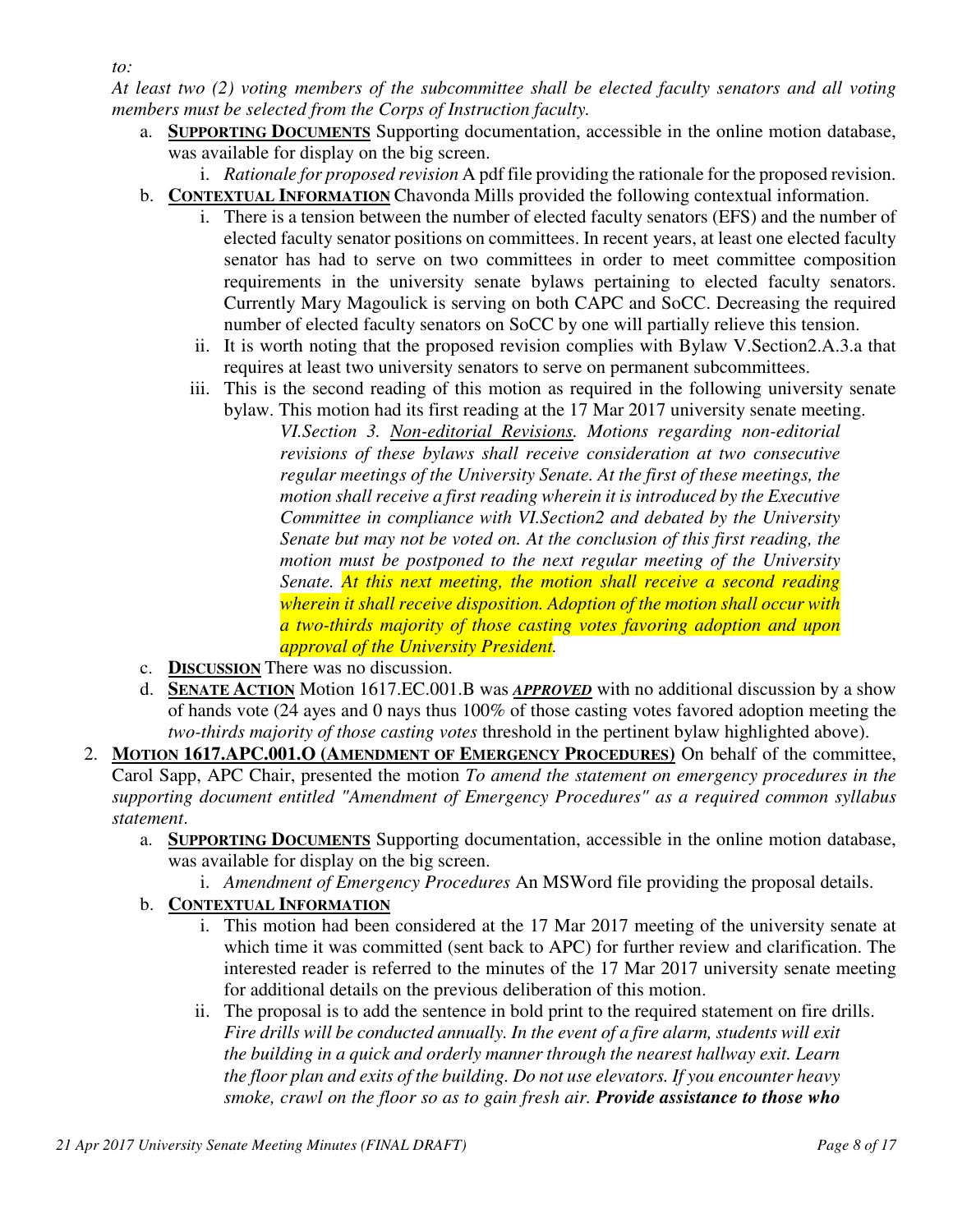*to:*

*At least two (2) voting members of the subcommittee shall be elected faculty senators and all voting members must be selected from the Corps of Instruction faculty.*

a. **SUPPORTING DOCUMENTS** Supporting documentation, accessible in the online motion database, was available for display on the big screen.
    i. *Rationale for proposed revision* A pdf file providing the rationale for the proposed revision.
b. **CONTEXTUAL INFORMATION** Chavonda Mills provided the following contextual information.
    i. There is a tension between the number of elected faculty senators (EFS) and the number of elected faculty senator positions on committees. In recent years, at least one elected faculty senator has had to serve on two committees in order to meet committee composition requirements in the university senate bylaws pertaining to elected faculty senators. Currently Mary Magoulick is serving on both CAPC and SoCC. Decreasing the required number of elected faculty senators on SoCC by one will partially relieve this tension.
    ii. It is worth noting that the proposed revision complies with Bylaw V.Section2.A.3.a that requires at least two university senators to serve on permanent subcommittees.
    iii. This is the second reading of this motion as required in the following university senate bylaw. This motion had its first reading at the 17 Mar 2017 university senate meeting.

    > *VI.Section 3. Non-editorial Revisions. Motions regarding non-editorial revisions of these bylaws shall receive consideration at two consecutive regular meetings of the University Senate. At the first of these meetings, the motion shall receive a first reading wherein it is introduced by the Executive Committee in compliance with VI.Section2 and debated by the University Senate but may not be voted on. At the conclusion of this first reading, the motion must be postponed to the next regular meeting of the University Senate. At this next meeting, the motion shall receive a second reading wherein it shall receive disposition. Adoption of the motion shall occur with a two-thirds majority of those casting votes favoring adoption and upon approval of the University President.*

c. **DISCUSSION** There was no discussion.
d. **SENATE ACTION** Motion 1617.EC.001.B was ***APPROVED*** with no additional discussion by a show of hands vote (24 ayes and 0 nays thus 100% of those casting votes favored adoption meeting the *two-thirds majority of those casting votes* threshold in the pertinent bylaw highlighted above).

2. **MOTION 1617.APC.001.O (AMENDMENT OF EMERGENCY PROCEDURES)** On behalf of the committee, Carol Sapp, APC Chair, presented the motion *To amend the statement on emergency procedures in the supporting document entitled "Amendment of Emergency Procedures" as a required common syllabus statement*.
    a. **SUPPORTING DOCUMENTS** Supporting documentation, accessible in the online motion database, was available for display on the big screen.
        i. *Amendment of Emergency Procedures* An MSWord file providing the proposal details.
    b. **CONTEXTUAL INFORMATION**
        i. This motion had been considered at the 17 Mar 2017 meeting of the university senate at which time it was committed (sent back to APC) for further review and clarification. The interested reader is referred to the minutes of the 17 Mar 2017 university senate meeting for additional details on the previous deliberation of this motion.
        ii. The proposal is to add the sentence in bold print to the required statement on fire drills.
        *Fire drills will be conducted annually. In the event of a fire alarm, students will exit the building in a quick and orderly manner through the nearest hallway exit. Learn the floor plan and exits of the building. Do not use elevators. If you encounter heavy smoke, crawl on the floor so as to gain fresh air.* ***Provide assistance to those who***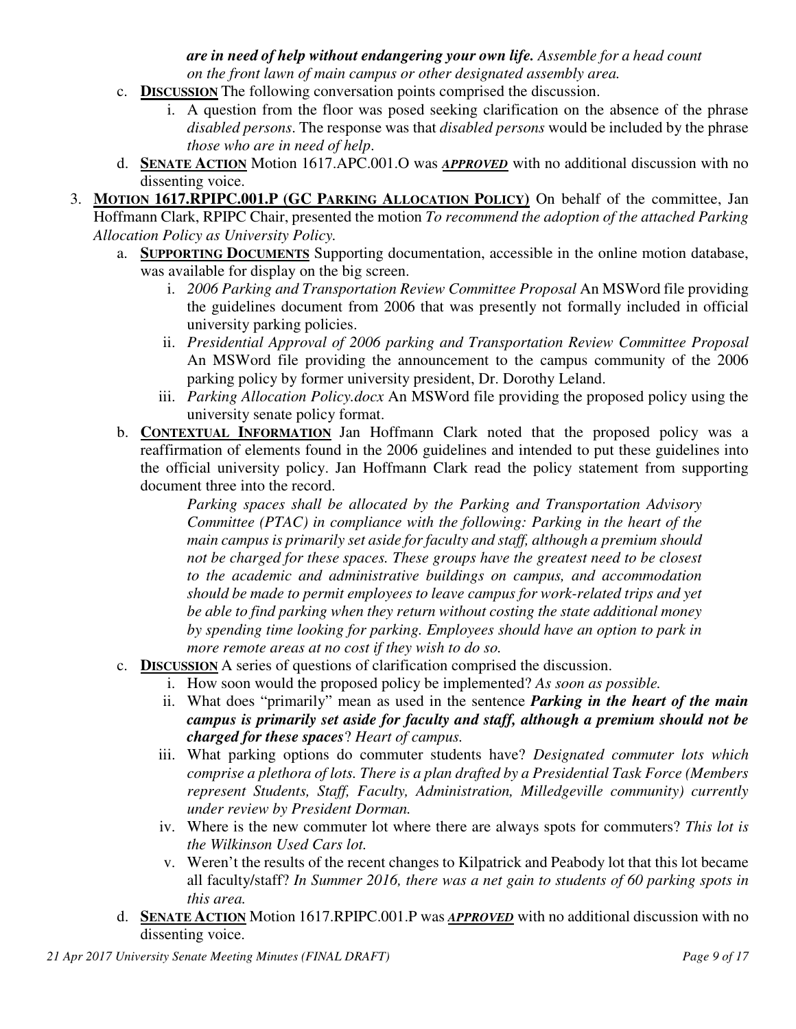*are in need of help without endangering your own life. Assemble for a head count on the front lawn of main campus or other designated assembly area.*

c. **DISCUSSION** The following conversation points comprised the discussion.
   i. A question from the floor was posed seeking clarification on the absence of the phrase *disabled persons*. The response was that *disabled persons* would be included by the phrase *those who are in need of help*.

d. **SENATE ACTION** Motion 1617.APC.001.O was ***APPROVED*** with no additional discussion with no dissenting voice.

3. **MOTION 1617.RPIPC.001.P (GC PARKING ALLOCATION POLICY)** On behalf of the committee, Jan Hoffmann Clark, RPIPC Chair, presented the motion *To recommend the adoption of the attached Parking Allocation Policy as University Policy.*

   a. **SUPPORTING DOCUMENTS** Supporting documentation, accessible in the online motion database, was available for display on the big screen.
      i. *2006 Parking and Transportation Review Committee Proposal* An MSWord file providing the guidelines document from 2006 that was presently not formally included in official university parking policies.
      ii. *Presidential Approval of 2006 parking and Transportation Review Committee Proposal* An MSWord file providing the announcement to the campus community of the 2006 parking policy by former university president, Dr. Dorothy Leland.
      iii. *Parking Allocation Policy.docx* An MSWord file providing the proposed policy using the university senate policy format.

   b. **CONTEXTUAL INFORMATION** Jan Hoffmann Clark noted that the proposed policy was a reaffirmation of elements found in the 2006 guidelines and intended to put these guidelines into the official university policy. Jan Hoffmann Clark read the policy statement from supporting document three into the record.

      *Parking spaces shall be allocated by the Parking and Transportation Advisory Committee (PTAC) in compliance with the following: Parking in the heart of the main campus is primarily set aside for faculty and staff, although a premium should not be charged for these spaces. These groups have the greatest need to be closest to the academic and administrative buildings on campus, and accommodation should be made to permit employees to leave campus for work-related trips and yet be able to find parking when they return without costing the state additional money by spending time looking for parking. Employees should have an option to park in more remote areas at no cost if they wish to do so.*

   c. **DISCUSSION** A series of questions of clarification comprised the discussion.
      i. How soon would the proposed policy be implemented? *As soon as possible.*
      ii. What does "primarily" mean as used in the sentence ***Parking in the heart of the main campus is primarily set aside for faculty and staff, although a premium should not be charged for these spaces***? *Heart of campus.*
      iii. What parking options do commuter students have? *Designated commuter lots which comprise a plethora of lots. There is a plan drafted by a Presidential Task Force (Members represent Students, Staff, Faculty, Administration, Milledgeville community) currently under review by President Dorman.*
      iv. Where is the new commuter lot where there are always spots for commuters? *This lot is the Wilkinson Used Cars lot.*
      v. Weren't the results of the recent changes to Kilpatrick and Peabody lot that this lot became all faculty/staff? *In Summer 2016, there was a net gain to students of 60 parking spots in this area.*

   d. **SENATE ACTION** Motion 1617.RPIPC.001.P was ***APPROVED*** with no additional discussion with no dissenting voice.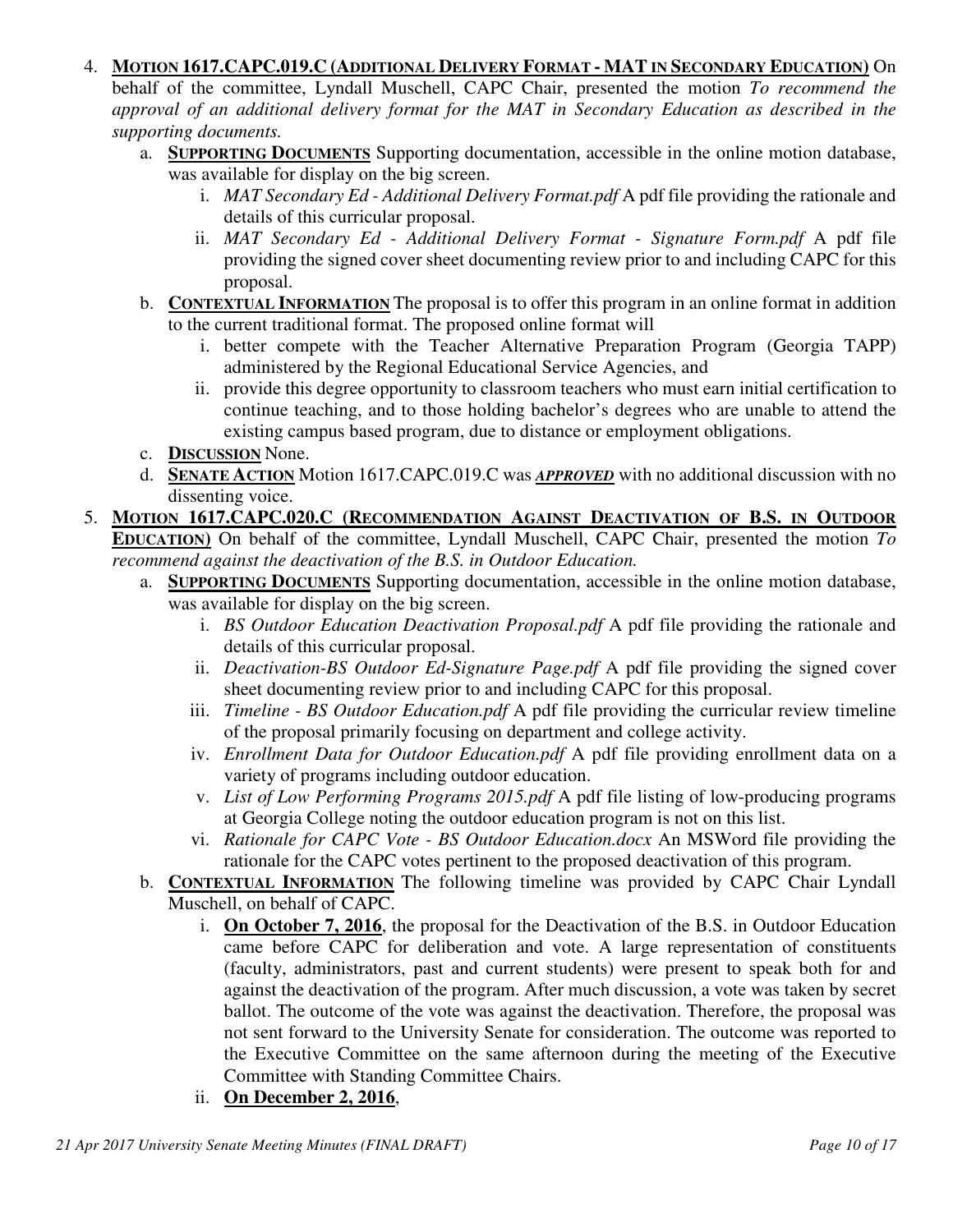4. **MOTION 1617.CAPC.019.C (ADDITIONAL DELIVERY FORMAT - MAT IN SECONDARY EDUCATION)** On behalf of the committee, Lyndall Muschell, CAPC Chair, presented the motion *To recommend the approval of an additional delivery format for the MAT in Secondary Education as described in the supporting documents.*
   a. **SUPPORTING DOCUMENTS** Supporting documentation, accessible in the online motion database, was available for display on the big screen.
      i. *MAT Secondary Ed - Additional Delivery Format.pdf* A pdf file providing the rationale and details of this curricular proposal.
      ii. *MAT Secondary Ed - Additional Delivery Format - Signature Form.pdf* A pdf file providing the signed cover sheet documenting review prior to and including CAPC for this proposal.
   b. **CONTEXTUAL INFORMATION** The proposal is to offer this program in an online format in addition to the current traditional format. The proposed online format will
      i. better compete with the Teacher Alternative Preparation Program (Georgia TAPP) administered by the Regional Educational Service Agencies, and
      ii. provide this degree opportunity to classroom teachers who must earn initial certification to continue teaching, and to those holding bachelor's degrees who are unable to attend the existing campus based program, due to distance or employment obligations.
   c. **DISCUSSION** None.
   d. **SENATE ACTION** Motion 1617.CAPC.019.C was ***APPROVED*** with no additional discussion with no dissenting voice.
5. **MOTION 1617.CAPC.020.C (RECOMMENDATION AGAINST DEACTIVATION OF B.S. IN OUTDOOR EDUCATION)** On behalf of the committee, Lyndall Muschell, CAPC Chair, presented the motion *To recommend against the deactivation of the B.S. in Outdoor Education.*
   a. **SUPPORTING DOCUMENTS** Supporting documentation, accessible in the online motion database, was available for display on the big screen.
      i. *BS Outdoor Education Deactivation Proposal.pdf* A pdf file providing the rationale and details of this curricular proposal.
      ii. *Deactivation-BS Outdoor Ed-Signature Page.pdf* A pdf file providing the signed cover sheet documenting review prior to and including CAPC for this proposal.
      iii. *Timeline - BS Outdoor Education.pdf* A pdf file providing the curricular review timeline of the proposal primarily focusing on department and college activity.
      iv. *Enrollment Data for Outdoor Education.pdf* A pdf file providing enrollment data on a variety of programs including outdoor education.
      v. *List of Low Performing Programs 2015.pdf* A pdf file listing of low-producing programs at Georgia College noting the outdoor education program is not on this list.
      vi. *Rationale for CAPC Vote - BS Outdoor Education.docx* An MSWord file providing the rationale for the CAPC votes pertinent to the proposed deactivation of this program.
   b. **CONTEXTUAL INFORMATION** The following timeline was provided by CAPC Chair Lyndall Muschell, on behalf of CAPC.
      i. **On October 7, 2016**, the proposal for the Deactivation of the B.S. in Outdoor Education came before CAPC for deliberation and vote. A large representation of constituents (faculty, administrators, past and current students) were present to speak both for and against the deactivation of the program. After much discussion, a vote was taken by secret ballot. The outcome of the vote was against the deactivation. Therefore, the proposal was not sent forward to the University Senate for consideration. The outcome was reported to the Executive Committee on the same afternoon during the meeting of the Executive Committee with Standing Committee Chairs.
      ii. **On December 2, 2016**,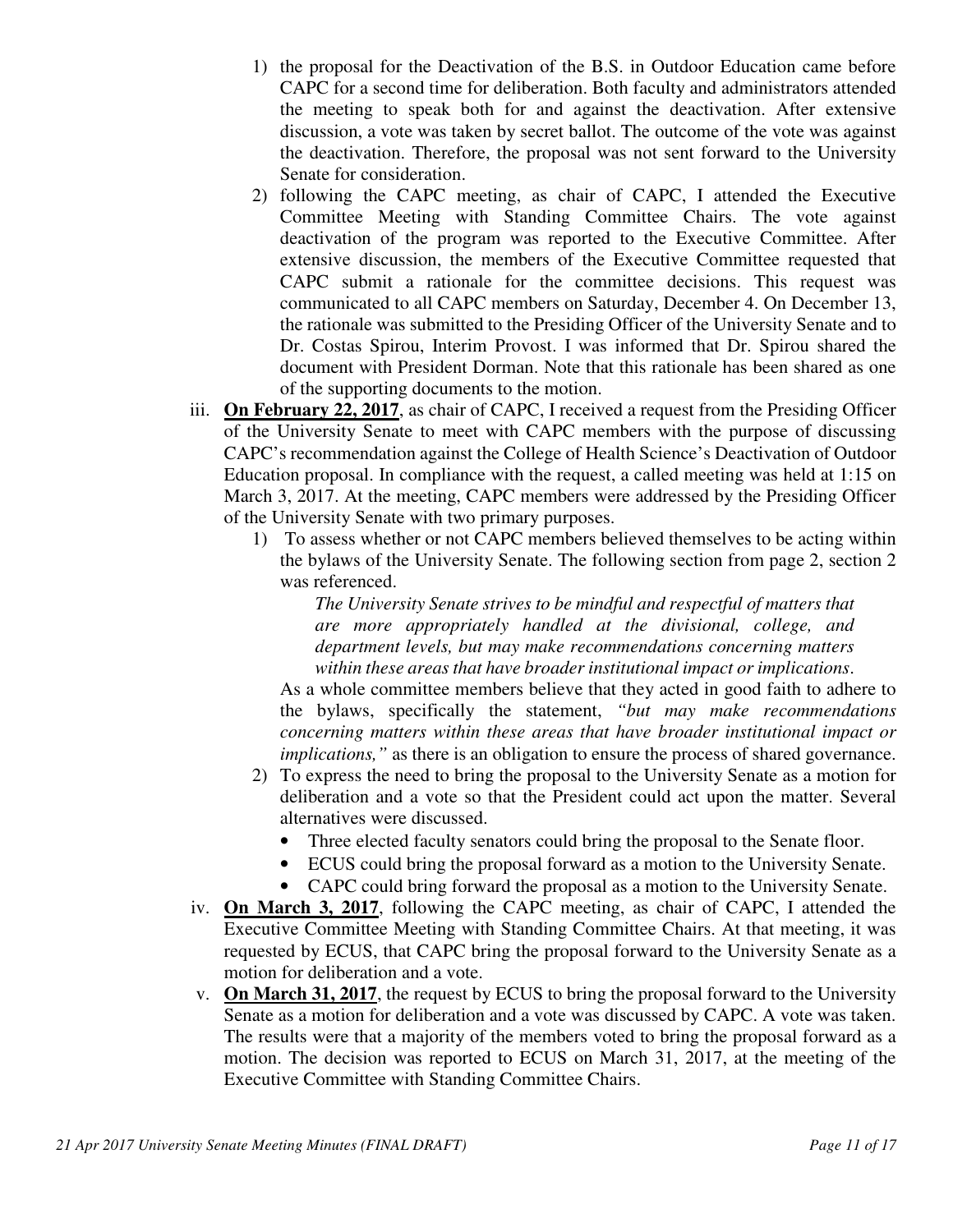1) the proposal for the Deactivation of the B.S. in Outdoor Education came before CAPC for a second time for deliberation. Both faculty and administrators attended the meeting to speak both for and against the deactivation. After extensive discussion, a vote was taken by secret ballot. The outcome of the vote was against the deactivation. Therefore, the proposal was not sent forward to the University Senate for consideration.
2) following the CAPC meeting, as chair of CAPC, I attended the Executive Committee Meeting with Standing Committee Chairs. The vote against deactivation of the program was reported to the Executive Committee. After extensive discussion, the members of the Executive Committee requested that CAPC submit a rationale for the committee decisions. This request was communicated to all CAPC members on Saturday, December 4. On December 13, the rationale was submitted to the Presiding Officer of the University Senate and to Dr. Costas Spirou, Interim Provost. I was informed that Dr. Spirou shared the document with President Dorman. Note that this rationale has been shared as one of the supporting documents to the motion.

iii. **On February 22, 2017**, as chair of CAPC, I received a request from the Presiding Officer of the University Senate to meet with CAPC members with the purpose of discussing CAPC's recommendation against the College of Health Science's Deactivation of Outdoor Education proposal. In compliance with the request, a called meeting was held at 1:15 on March 3, 2017. At the meeting, CAPC members were addressed by the Presiding Officer of the University Senate with two primary purposes.

1) To assess whether or not CAPC members believed themselves to be acting within the bylaws of the University Senate. The following section from page 2, section 2 was referenced.

   *The University Senate strives to be mindful and respectful of matters that are more appropriately handled at the divisional, college, and department levels, but may make recommendations concerning matters within these areas that have broader institutional impact or implications.*

   As a whole committee members believe that they acted in good faith to adhere to the bylaws, specifically the statement, *"but may make recommendations concerning matters within these areas that have broader institutional impact or implications,"* as there is an obligation to ensure the process of shared governance.

2) To express the need to bring the proposal to the University Senate as a motion for deliberation and a vote so that the President could act upon the matter. Several alternatives were discussed.
   - Three elected faculty senators could bring the proposal to the Senate floor.
   - ECUS could bring the proposal forward as a motion to the University Senate.
   - CAPC could bring forward the proposal as a motion to the University Senate.

iv. **On March 3, 2017**, following the CAPC meeting, as chair of CAPC, I attended the Executive Committee Meeting with Standing Committee Chairs. At that meeting, it was requested by ECUS, that CAPC bring the proposal forward to the University Senate as a motion for deliberation and a vote.

v. **On March 31, 2017**, the request by ECUS to bring the proposal forward to the University Senate as a motion for deliberation and a vote was discussed by CAPC. A vote was taken. The results were that a majority of the members voted to bring the proposal forward as a motion. The decision was reported to ECUS on March 31, 2017, at the meeting of the Executive Committee with Standing Committee Chairs.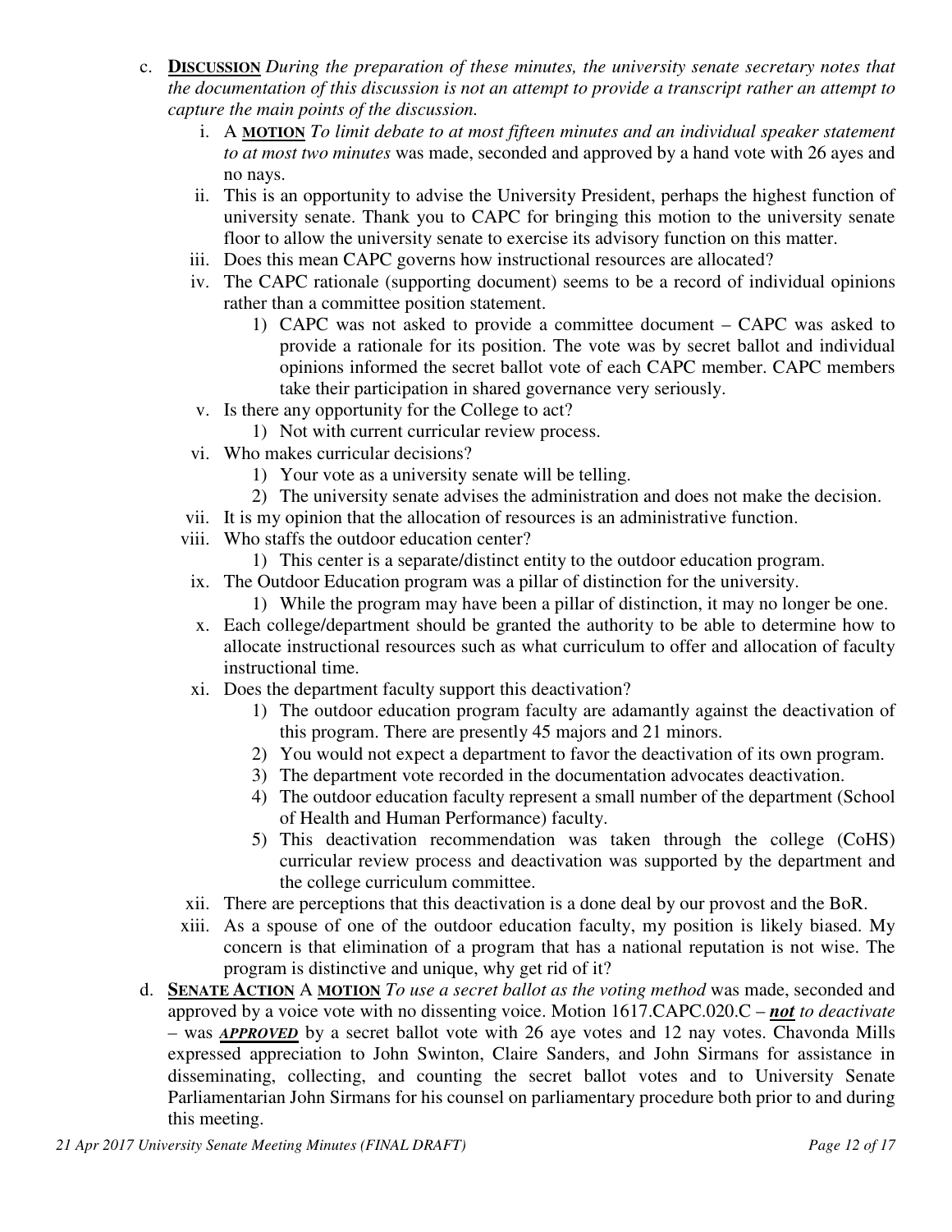c. **DISCUSSION** *During the preparation of these minutes, the university senate secretary notes that the documentation of this discussion is not an attempt to provide a transcript rather an attempt to capture the main points of the discussion.*

   i. A **MOTION** *To limit debate to at most fifteen minutes and an individual speaker statement to at most two minutes* was made, seconded and approved by a hand vote with 26 ayes and no nays.

   ii. This is an opportunity to advise the University President, perhaps the highest function of university senate. Thank you to CAPC for bringing this motion to the university senate floor to allow the university senate to exercise its advisory function on this matter.

   iii. Does this mean CAPC governs how instructional resources are allocated?

   iv. The CAPC rationale (supporting document) seems to be a record of individual opinions rather than a committee position statement.

      1) CAPC was not asked to provide a committee document – CAPC was asked to provide a rationale for its position. The vote was by secret ballot and individual opinions informed the secret ballot vote of each CAPC member. CAPC members take their participation in shared governance very seriously.

   v. Is there any opportunity for the College to act?

      1) Not with current curricular review process.

   vi. Who makes curricular decisions?

      1) Your vote as a university senate will be telling.
      2) The university senate advises the administration and does not make the decision.

   vii. It is my opinion that the allocation of resources is an administrative function.

   viii. Who staffs the outdoor education center?

      1) This center is a separate/distinct entity to the outdoor education program.

   ix. The Outdoor Education program was a pillar of distinction for the university.

      1) While the program may have been a pillar of distinction, it may no longer be one.

   x. Each college/department should be granted the authority to be able to determine how to allocate instructional resources such as what curriculum to offer and allocation of faculty instructional time.

   xi. Does the department faculty support this deactivation?

      1) The outdoor education program faculty are adamantly against the deactivation of this program. There are presently 45 majors and 21 minors.
      2) You would not expect a department to favor the deactivation of its own program.
      3) The department vote recorded in the documentation advocates deactivation.
      4) The outdoor education faculty represent a small number of the department (School of Health and Human Performance) faculty.
      5) This deactivation recommendation was taken through the college (CoHS) curricular review process and deactivation was supported by the department and the college curriculum committee.

   xii. There are perceptions that this deactivation is a done deal by our provost and the BoR.

   xiii. As a spouse of one of the outdoor education faculty, my position is likely biased. My concern is that elimination of a program that has a national reputation is not wise. The program is distinctive and unique, why get rid of it?

d. **SENATE ACTION** A **MOTION** *To use a secret ballot as the voting method* was made, seconded and approved by a voice vote with no dissenting voice. Motion 1617.CAPC.020.C – ***not*** *to deactivate* – was ***APPROVED*** by a secret ballot vote with 26 aye votes and 12 nay votes. Chavonda Mills expressed appreciation to John Swinton, Claire Sanders, and John Sirmans for assistance in disseminating, collecting, and counting the secret ballot votes and to University Senate Parliamentarian John Sirmans for his counsel on parliamentary procedure both prior to and during this meeting.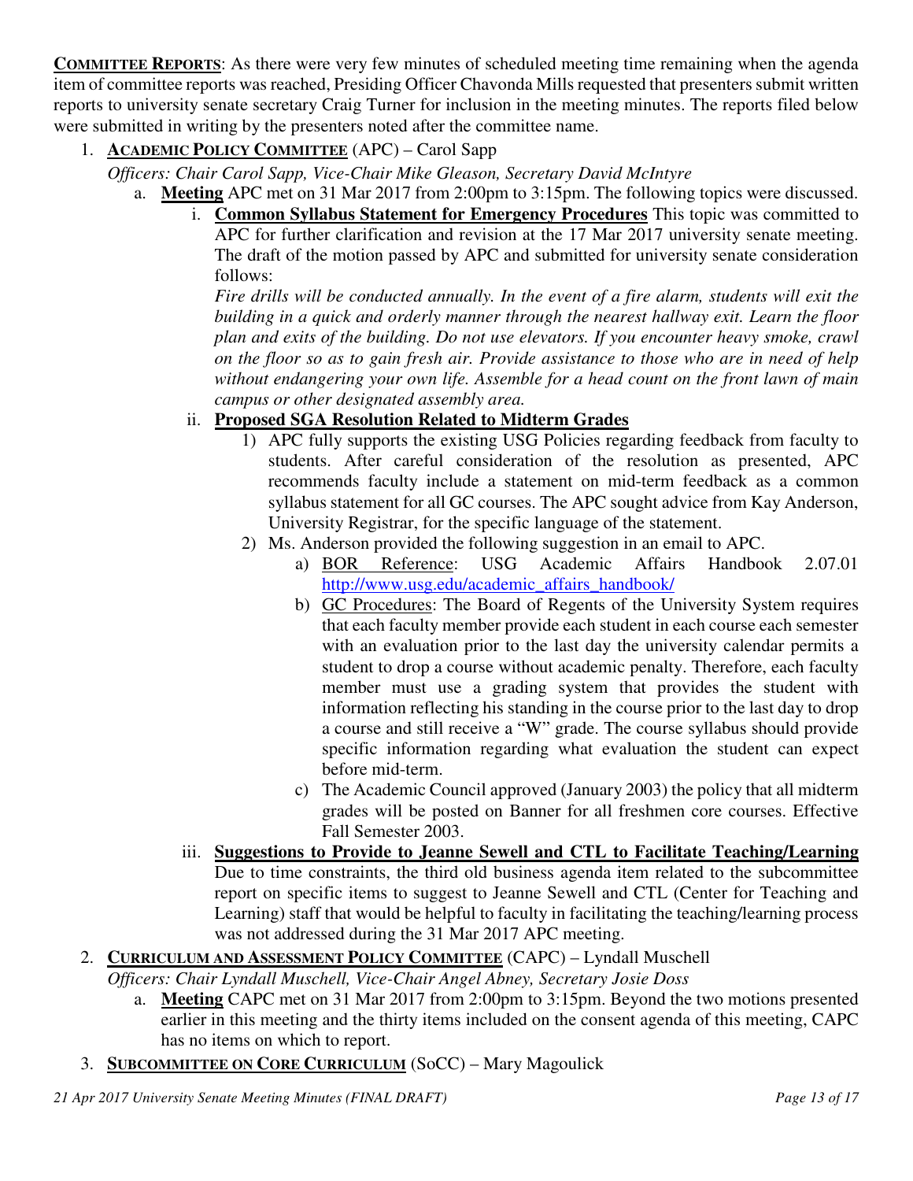**COMMITTEE REPORTS**: As there were very few minutes of scheduled meeting time remaining when the agenda item of committee reports was reached, Presiding Officer Chavonda Mills requested that presenters submit written reports to university senate secretary Craig Turner for inclusion in the meeting minutes. The reports filed below were submitted in writing by the presenters noted after the committee name.

1. **ACADEMIC POLICY COMMITTEE** (APC) – Carol Sapp

   *Officers: Chair Carol Sapp, Vice-Chair Mike Gleason, Secretary David McIntyre*

   a. **Meeting** APC met on 31 Mar 2017 from 2:00pm to 3:15pm. The following topics were discussed.

      i. **Common Syllabus Statement for Emergency Procedures** This topic was committed to APC for further clarification and revision at the 17 Mar 2017 university senate meeting. The draft of the motion passed by APC and submitted for university senate consideration follows:

         *Fire drills will be conducted annually. In the event of a fire alarm, students will exit the building in a quick and orderly manner through the nearest hallway exit. Learn the floor plan and exits of the building. Do not use elevators. If you encounter heavy smoke, crawl on the floor so as to gain fresh air. Provide assistance to those who are in need of help without endangering your own life. Assemble for a head count on the front lawn of main campus or other designated assembly area.*

      ii. **Proposed SGA Resolution Related to Midterm Grades**

         1) APC fully supports the existing USG Policies regarding feedback from faculty to students. After careful consideration of the resolution as presented, APC recommends faculty include a statement on mid-term feedback as a common syllabus statement for all GC courses. The APC sought advice from Kay Anderson, University Registrar, for the specific language of the statement.

         2) Ms. Anderson provided the following suggestion in an email to APC.

            a) BOR Reference: USG Academic Affairs Handbook 2.07.01 http://www.usg.edu/academic_affairs_handbook/

            b) GC Procedures: The Board of Regents of the University System requires that each faculty member provide each student in each course each semester with an evaluation prior to the last day the university calendar permits a student to drop a course without academic penalty. Therefore, each faculty member must use a grading system that provides the student with information reflecting his standing in the course prior to the last day to drop a course and still receive a "W" grade. The course syllabus should provide specific information regarding what evaluation the student can expect before mid-term.

            c) The Academic Council approved (January 2003) the policy that all midterm grades will be posted on Banner for all freshmen core courses. Effective Fall Semester 2003.

      iii. **Suggestions to Provide to Jeanne Sewell and CTL to Facilitate Teaching/Learning** Due to time constraints, the third old business agenda item related to the subcommittee report on specific items to suggest to Jeanne Sewell and CTL (Center for Teaching and Learning) staff that would be helpful to faculty in facilitating the teaching/learning process was not addressed during the 31 Mar 2017 APC meeting.

2. **CURRICULUM AND ASSESSMENT POLICY COMMITTEE** (CAPC) – Lyndall Muschell

   *Officers: Chair Lyndall Muschell, Vice-Chair Angel Abney, Secretary Josie Doss*

   a. **Meeting** CAPC met on 31 Mar 2017 from 2:00pm to 3:15pm. Beyond the two motions presented earlier in this meeting and the thirty items included on the consent agenda of this meeting, CAPC has no items on which to report.

3. **SUBCOMMITTEE ON CORE CURRICULUM** (SoCC) – Mary Magoulick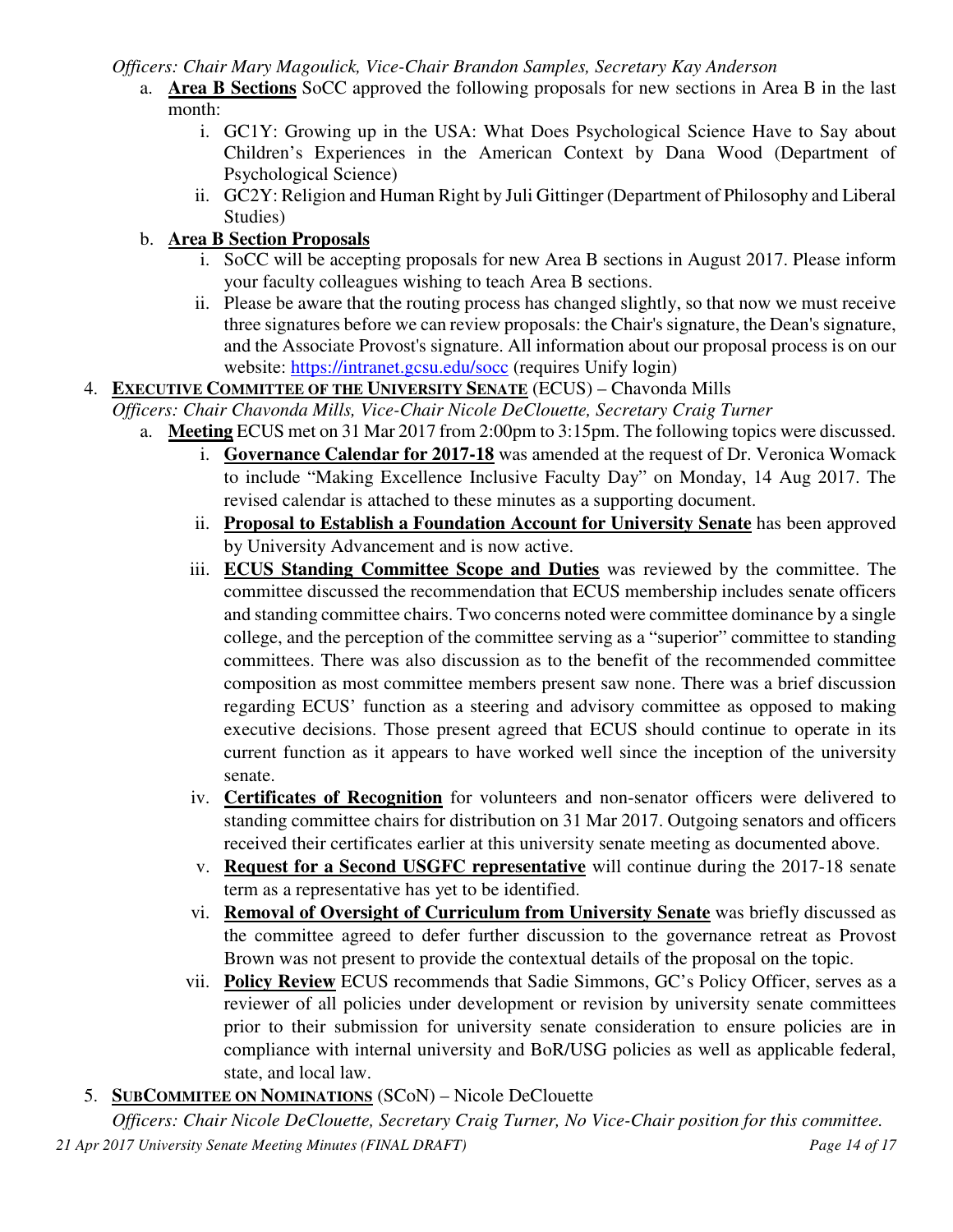*Officers: Chair Mary Magoulick, Vice-Chair Brandon Samples, Secretary Kay Anderson*

a. **Area B Sections** SoCC approved the following proposals for new sections in Area B in the last month:
   i. GC1Y: Growing up in the USA: What Does Psychological Science Have to Say about Children's Experiences in the American Context by Dana Wood (Department of Psychological Science)
   ii. GC2Y: Religion and Human Right by Juli Gittinger (Department of Philosophy and Liberal Studies)

b. **Area B Section Proposals**
   i. SoCC will be accepting proposals for new Area B sections in August 2017. Please inform your faculty colleagues wishing to teach Area B sections.
   ii. Please be aware that the routing process has changed slightly, so that now we must receive three signatures before we can review proposals: the Chair's signature, the Dean's signature, and the Associate Provost's signature. All information about our proposal process is on our website: https://intranet.gcsu.edu/socc (requires Unify login)

4. **EXECUTIVE COMMITTEE OF THE UNIVERSITY SENATE** (ECUS) – Chavonda Mills

*Officers: Chair Chavonda Mills, Vice-Chair Nicole DeClouette, Secretary Craig Turner*

a. **Meeting** ECUS met on 31 Mar 2017 from 2:00pm to 3:15pm. The following topics were discussed.
   i. **Governance Calendar for 2017-18** was amended at the request of Dr. Veronica Womack to include "Making Excellence Inclusive Faculty Day" on Monday, 14 Aug 2017. The revised calendar is attached to these minutes as a supporting document.
   ii. **Proposal to Establish a Foundation Account for University Senate** has been approved by University Advancement and is now active.
   iii. **ECUS Standing Committee Scope and Duties** was reviewed by the committee. The committee discussed the recommendation that ECUS membership includes senate officers and standing committee chairs. Two concerns noted were committee dominance by a single college, and the perception of the committee serving as a "superior" committee to standing committees. There was also discussion as to the benefit of the recommended committee composition as most committee members present saw none. There was a brief discussion regarding ECUS' function as a steering and advisory committee as opposed to making executive decisions. Those present agreed that ECUS should continue to operate in its current function as it appears to have worked well since the inception of the university senate.
   iv. **Certificates of Recognition** for volunteers and non-senator officers were delivered to standing committee chairs for distribution on 31 Mar 2017. Outgoing senators and officers received their certificates earlier at this university senate meeting as documented above.
   v. **Request for a Second USGFC representative** will continue during the 2017-18 senate term as a representative has yet to be identified.
   vi. **Removal of Oversight of Curriculum from University Senate** was briefly discussed as the committee agreed to defer further discussion to the governance retreat as Provost Brown was not present to provide the contextual details of the proposal on the topic.
   vii. **Policy Review** ECUS recommends that Sadie Simmons, GC's Policy Officer, serves as a reviewer of all policies under development or revision by university senate committees prior to their submission for university senate consideration to ensure policies are in compliance with internal university and BoR/USG policies as well as applicable federal, state, and local law.

5. **SUBCOMMITEE ON NOMINATIONS** (SCoN) – Nicole DeClouette

*Officers: Chair Nicole DeClouette, Secretary Craig Turner, No Vice-Chair position for this committee.*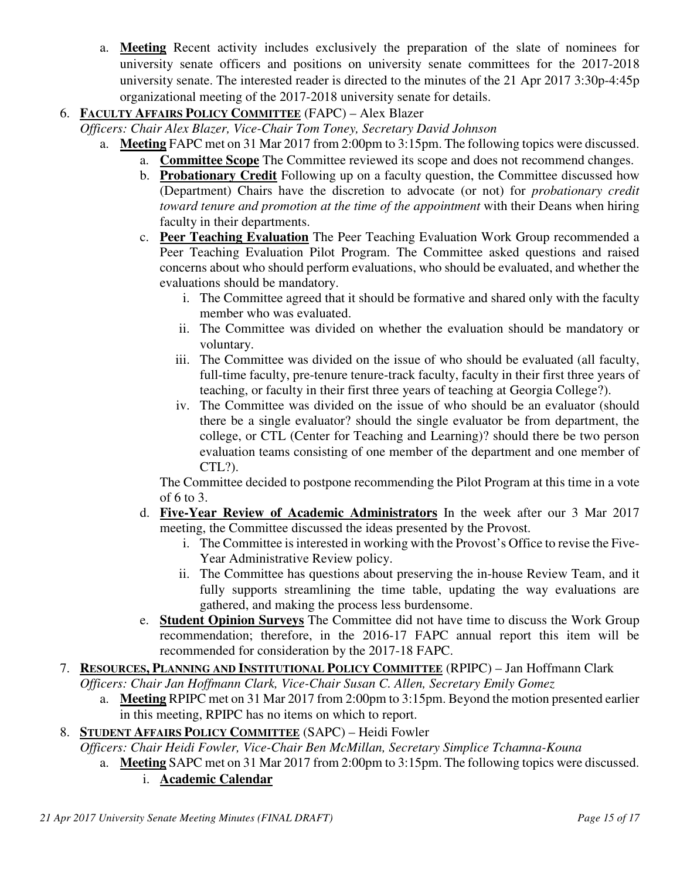a. **Meeting** Recent activity includes exclusively the preparation of the slate of nominees for university senate officers and positions on university senate committees for the 2017-2018 university senate. The interested reader is directed to the minutes of the 21 Apr 2017 3:30p-4:45p organizational meeting of the 2017-2018 university senate for details.

6. **FACULTY AFFAIRS POLICY COMMITTEE** (FAPC) – Alex Blazer
   *Officers: Chair Alex Blazer, Vice-Chair Tom Toney, Secretary David Johnson*
   a. **Meeting** FAPC met on 31 Mar 2017 from 2:00pm to 3:15pm. The following topics were discussed.
      a. **Committee Scope** The Committee reviewed its scope and does not recommend changes.
      b. **Probationary Credit** Following up on a faculty question, the Committee discussed how (Department) Chairs have the discretion to advocate (or not) for *probationary credit toward tenure and promotion at the time of the appointment* with their Deans when hiring faculty in their departments.
      c. **Peer Teaching Evaluation** The Peer Teaching Evaluation Work Group recommended a Peer Teaching Evaluation Pilot Program. The Committee asked questions and raised concerns about who should perform evaluations, who should be evaluated, and whether the evaluations should be mandatory.
         i. The Committee agreed that it should be formative and shared only with the faculty member who was evaluated.
         ii. The Committee was divided on whether the evaluation should be mandatory or voluntary.
         iii. The Committee was divided on the issue of who should be evaluated (all faculty, full-time faculty, pre-tenure tenure-track faculty, faculty in their first three years of teaching, or faculty in their first three years of teaching at Georgia College?).
         iv. The Committee was divided on the issue of who should be an evaluator (should there be a single evaluator? should the single evaluator be from department, the college, or CTL (Center for Teaching and Learning)? should there be two person evaluation teams consisting of one member of the department and one member of CTL?).

         The Committee decided to postpone recommending the Pilot Program at this time in a vote of 6 to 3.
      d. **Five-Year Review of Academic Administrators** In the week after our 3 Mar 2017 meeting, the Committee discussed the ideas presented by the Provost.
         i. The Committee is interested in working with the Provost's Office to revise the Five-Year Administrative Review policy.
         ii. The Committee has questions about preserving the in-house Review Team, and it fully supports streamlining the time table, updating the way evaluations are gathered, and making the process less burdensome.
      e. **Student Opinion Surveys** The Committee did not have time to discuss the Work Group recommendation; therefore, in the 2016-17 FAPC annual report this item will be recommended for consideration by the 2017-18 FAPC.

7. **RESOURCES, PLANNING AND INSTITUTIONAL POLICY COMMITTEE** (RPIPC) – Jan Hoffmann Clark
   *Officers: Chair Jan Hoffmann Clark, Vice-Chair Susan C. Allen, Secretary Emily Gomez*
   a. **Meeting** RPIPC met on 31 Mar 2017 from 2:00pm to 3:15pm. Beyond the motion presented earlier in this meeting, RPIPC has no items on which to report.

8. **STUDENT AFFAIRS POLICY COMMITTEE** (SAPC) – Heidi Fowler
   *Officers: Chair Heidi Fowler, Vice-Chair Ben McMillan, Secretary Simplice Tchamna-Kouna*
   a. **Meeting** SAPC met on 31 Mar 2017 from 2:00pm to 3:15pm. The following topics were discussed.
      i. **Academic Calendar**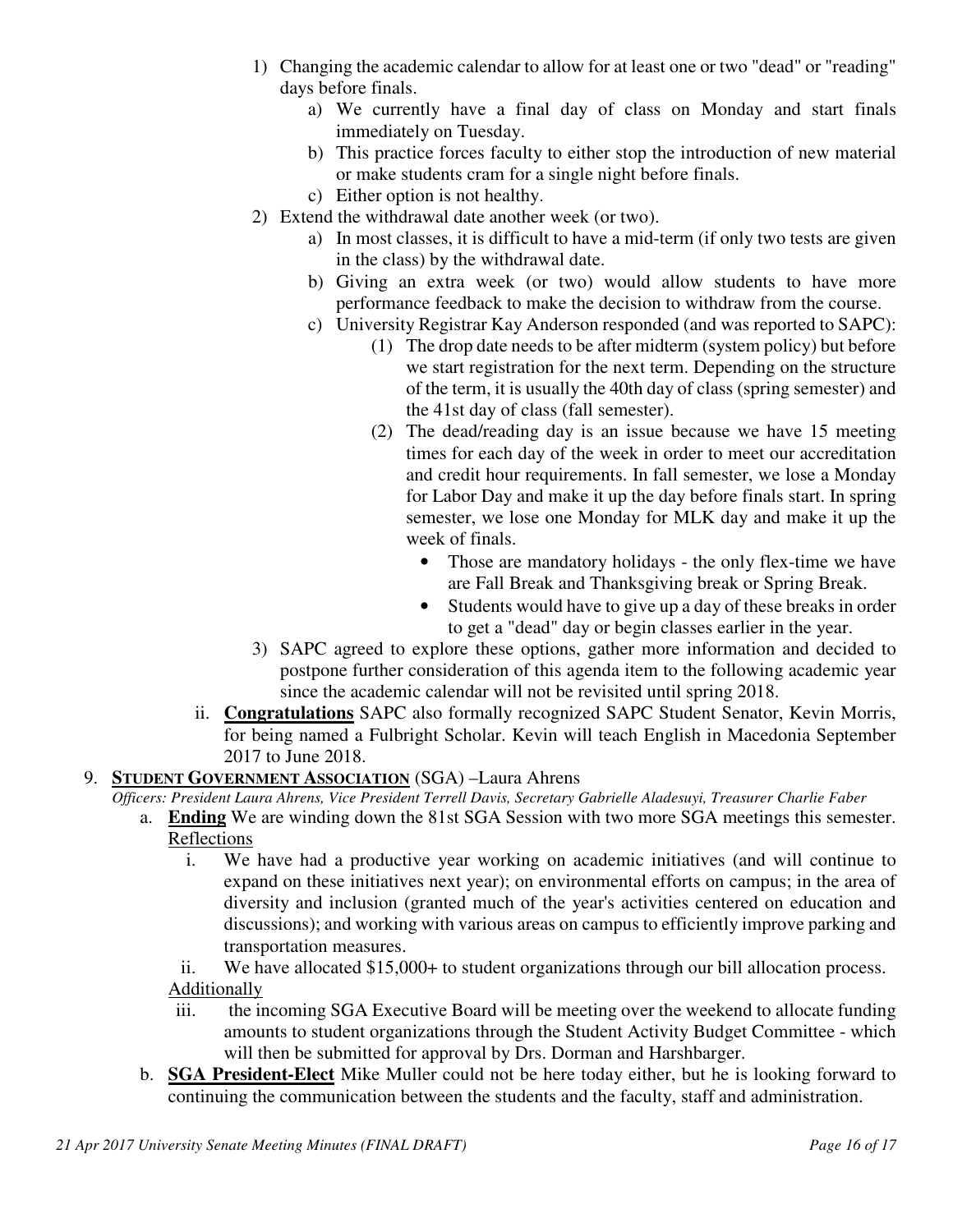1) Changing the academic calendar to allow for at least one or two "dead" or "reading" days before finals.
    a) We currently have a final day of class on Monday and start finals immediately on Tuesday.
    b) This practice forces faculty to either stop the introduction of new material or make students cram for a single night before finals.
    c) Either option is not healthy.
2) Extend the withdrawal date another week (or two).
    a) In most classes, it is difficult to have a mid-term (if only two tests are given in the class) by the withdrawal date.
    b) Giving an extra week (or two) would allow students to have more performance feedback to make the decision to withdraw from the course.
    c) University Registrar Kay Anderson responded (and was reported to SAPC):
        (1) The drop date needs to be after midterm (system policy) but before we start registration for the next term. Depending on the structure of the term, it is usually the 40th day of class (spring semester) and the 41st day of class (fall semester).
        (2) The dead/reading day is an issue because we have 15 meeting times for each day of the week in order to meet our accreditation and credit hour requirements. In fall semester, we lose a Monday for Labor Day and make it up the day before finals start. In spring semester, we lose one Monday for MLK day and make it up the week of finals.
            - Those are mandatory holidays - the only flex-time we have are Fall Break and Thanksgiving break or Spring Break.
            - Students would have to give up a day of these breaks in order to get a "dead" day or begin classes earlier in the year.
3) SAPC agreed to explore these options, gather more information and decided to postpone further consideration of this agenda item to the following academic year since the academic calendar will not be revisited until spring 2018.

ii. **Congratulations** SAPC also formally recognized SAPC Student Senator, Kevin Morris, for being named a Fulbright Scholar. Kevin will teach English in Macedonia September 2017 to June 2018.

9. **STUDENT GOVERNMENT ASSOCIATION** (SGA) –Laura Ahrens

*Officers: President Laura Ahrens, Vice President Terrell Davis, Secretary Gabrielle Aladesuyi, Treasurer Charlie Faber*

a. **Ending** We are winding down the 81st SGA Session with two more SGA meetings this semester. Reflections
    i. We have had a productive year working on academic initiatives (and will continue to expand on these initiatives next year); on environmental efforts on campus; in the area of diversity and inclusion (granted much of the year's activities centered on education and discussions); and working with various areas on campus to efficiently improve parking and transportation measures.
    ii. We have allocated $15,000+ to student organizations through our bill allocation process.

    Additionally

    iii. the incoming SGA Executive Board will be meeting over the weekend to allocate funding amounts to student organizations through the Student Activity Budget Committee - which will then be submitted for approval by Drs. Dorman and Harshbarger.

b. **SGA President-Elect** Mike Muller could not be here today either, but he is looking forward to continuing the communication between the students and the faculty, staff and administration.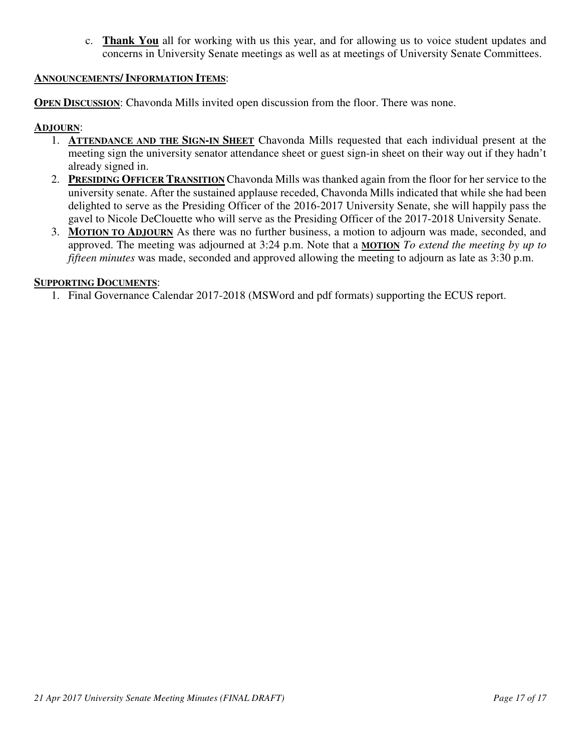c. **Thank You** all for working with us this year, and for allowing us to voice student updates and concerns in University Senate meetings as well as at meetings of University Senate Committees.

**ANNOUNCEMENTS/ INFORMATION ITEMS**:

**OPEN DISCUSSION**: Chavonda Mills invited open discussion from the floor. There was none.

**ADJOURN**:

1. **ATTENDANCE AND THE SIGN-IN SHEET** Chavonda Mills requested that each individual present at the meeting sign the university senator attendance sheet or guest sign-in sheet on their way out if they hadn't already signed in.
2. **PRESIDING OFFICER TRANSITION** Chavonda Mills was thanked again from the floor for her service to the university senate. After the sustained applause receded, Chavonda Mills indicated that while she had been delighted to serve as the Presiding Officer of the 2016-2017 University Senate, she will happily pass the gavel to Nicole DeClouette who will serve as the Presiding Officer of the 2017-2018 University Senate.
3. **MOTION TO ADJOURN** As there was no further business, a motion to adjourn was made, seconded, and approved. The meeting was adjourned at 3:24 p.m. Note that a **MOTION** *To extend the meeting by up to fifteen minutes* was made, seconded and approved allowing the meeting to adjourn as late as 3:30 p.m.

**SUPPORTING DOCUMENTS**:

1. Final Governance Calendar 2017-2018 (MSWord and pdf formats) supporting the ECUS report.